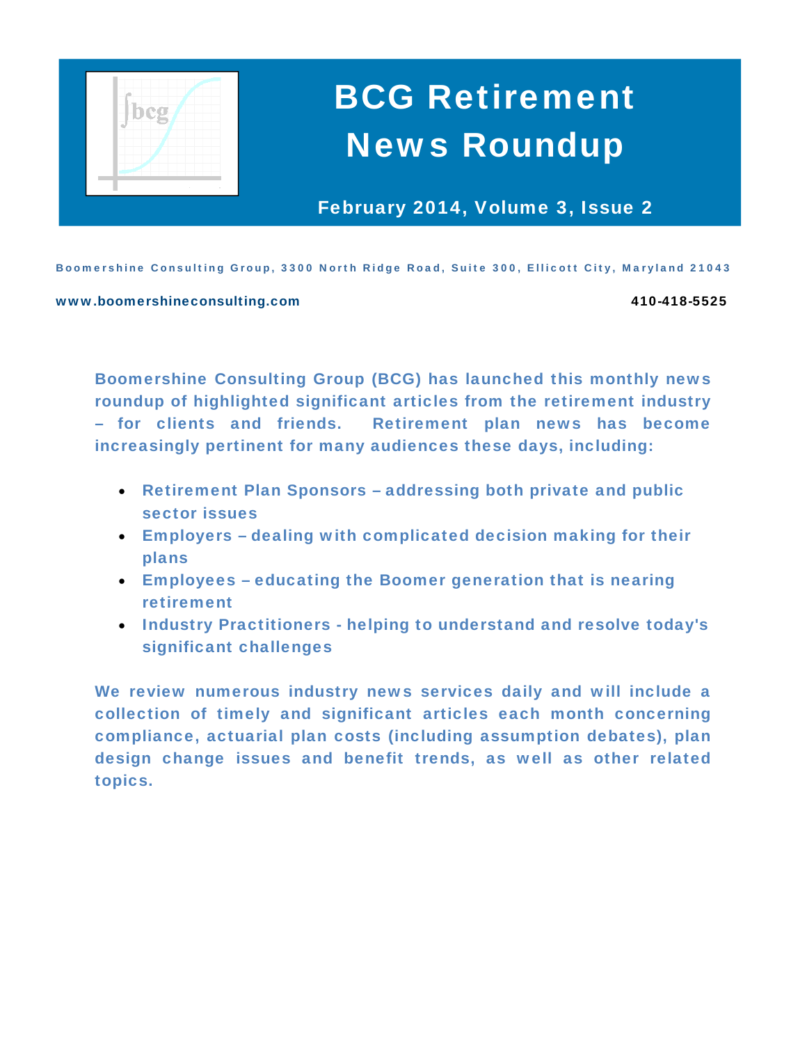# BCG Retirement News Roundup

**February 2014, Volume 3, Issue 2**

Boomershine Consulting Group, 3300 North Ridge Road, Suite 300, Ellicott City, Maryland 21043

www.boomershineconsulting.com 410-418-5525

**Boomershine Consulting Group (BCG) has launched this monthly news roundup of highlighted significant articles from the retirement industry – for clients and friends. Retirement plan news has become increasingly pertinent for many audiences these days, including:**

- **Retirement Plan Sponsors – addressing both private and public sector issues**
- **Employers – dealing with complicated decision making for their plans**
- **Employees – educating the Boomer generation that is nearing retirement**
- **Industry Practitioners - helping to understand and resolve today's significant challenges**

**We review numerous industry news services daily and will include a collection of timely and significant articles each month concerning compliance, actuarial plan costs (including assumption debates), plan design change issues and benefit trends, as well as other related topics.**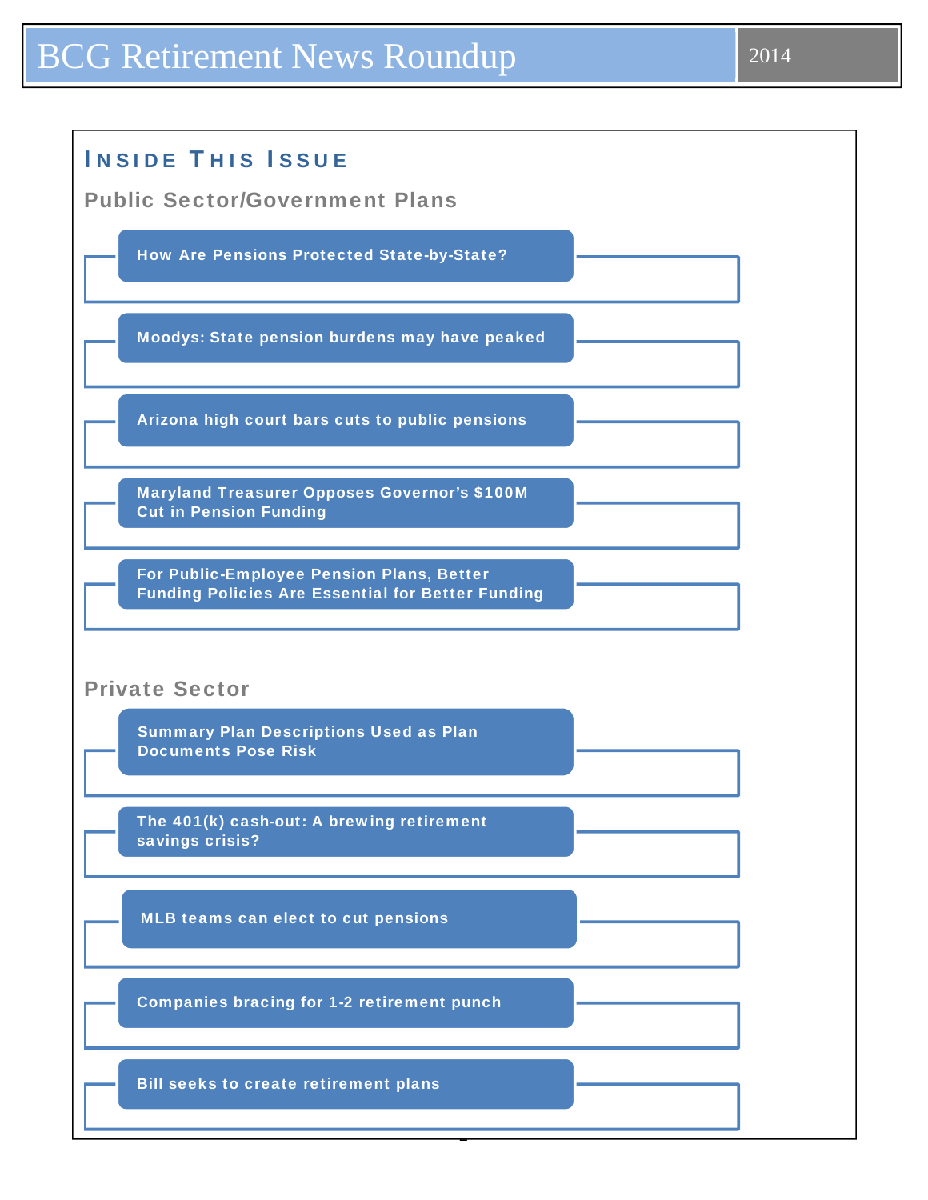# BCG Retirement News Roundup

2014

## Inside This Issue

### Public Sector/Government Plans

- How Are Pensions Protected State-by-State?
- Moodys: State pension burdens may have peaked
- Arizona high court bars cuts to public pensions
- Maryland Treasurer Opposes Governor's $100M Cut in Pension Funding
- For Public-Employee Pension Plans, Better Funding Policies Are Essential for Better Funding

### Private Sector

- Summary Plan Descriptions Used as Plan Documents Pose Risk
- The 401(k) cash-out: A brewing retirement savings crisis?
- MLB teams can elect to cut pensions
- Companies bracing for 1-2 retirement punch
- Bill seeks to create retirement plans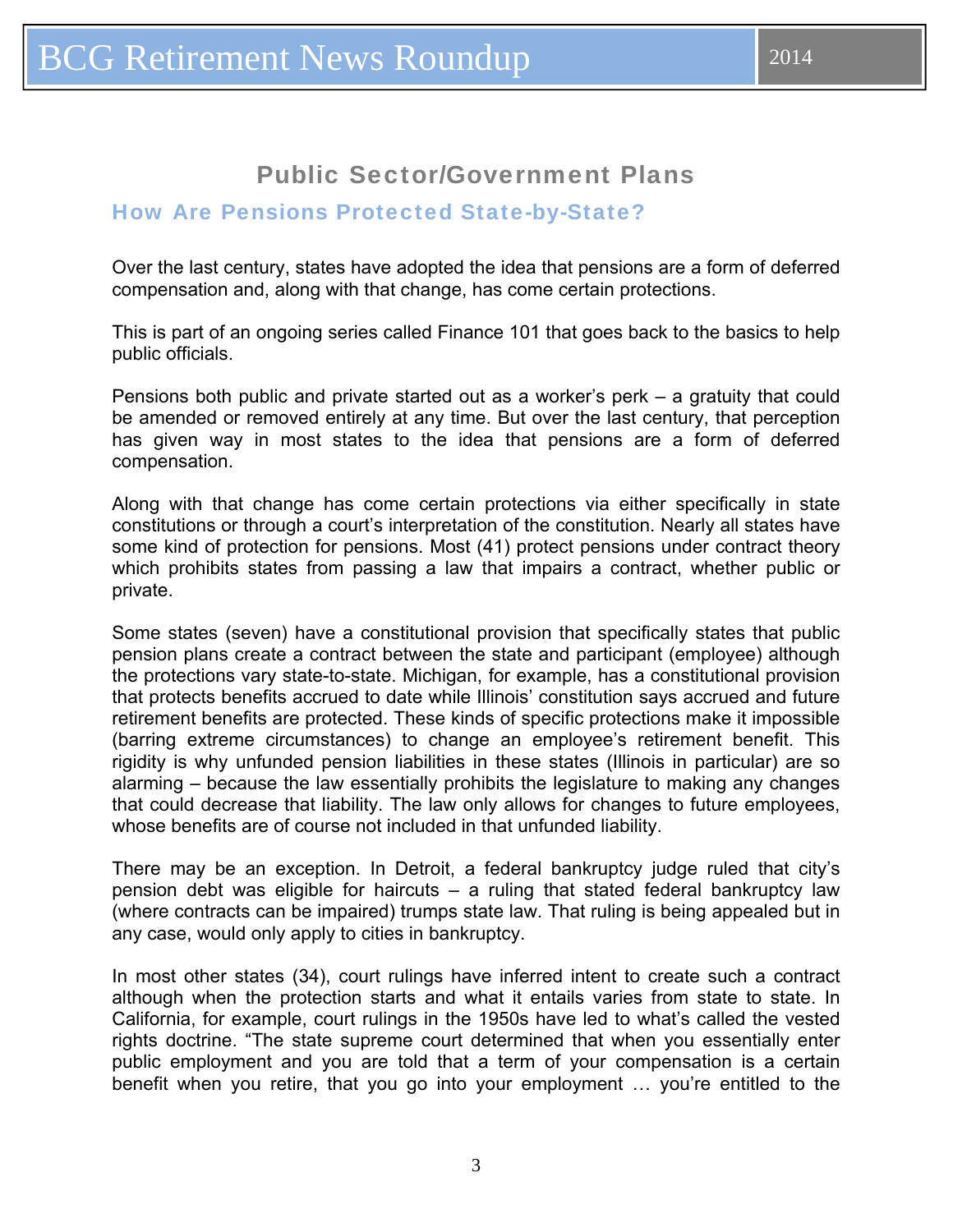## Public Sector/Government Plans

### How Are Pensions Protected State-by-State?

Over the last century, states have adopted the idea that pensions are a form of deferred compensation and, along with that change, has come certain protections.

This is part of an ongoing series called Finance 101 that goes back to the basics to help public officials.

Pensions both public and private started out as a worker's perk – a gratuity that could be amended or removed entirely at any time. But over the last century, that perception has given way in most states to the idea that pensions are a form of deferred compensation.

Along with that change has come certain protections via either specifically in state constitutions or through a court's interpretation of the constitution. Nearly all states have some kind of protection for pensions. Most (41) protect pensions under contract theory which prohibits states from passing a law that impairs a contract, whether public or private.

Some states (seven) have a constitutional provision that specifically states that public pension plans create a contract between the state and participant (employee) although the protections vary state-to-state. Michigan, for example, has a constitutional provision that protects benefits accrued to date while Illinois' constitution says accrued and future retirement benefits are protected. These kinds of specific protections make it impossible (barring extreme circumstances) to change an employee's retirement benefit. This rigidity is why unfunded pension liabilities in these states (Illinois in particular) are so alarming – because the law essentially prohibits the legislature to making any changes that could decrease that liability. The law only allows for changes to future employees, whose benefits are of course not included in that unfunded liability.

There may be an exception. In Detroit, a federal bankruptcy judge ruled that city's pension debt was eligible for haircuts – a ruling that stated federal bankruptcy law (where contracts can be impaired) trumps state law. That ruling is being appealed but in any case, would only apply to cities in bankruptcy.

In most other states (34), court rulings have inferred intent to create such a contract although when the protection starts and what it entails varies from state to state. In California, for example, court rulings in the 1950s have led to what's called the vested rights doctrine. "The state supreme court determined that when you essentially enter public employment and you are told that a term of your compensation is a certain benefit when you retire, that you go into your employment … you're entitled to the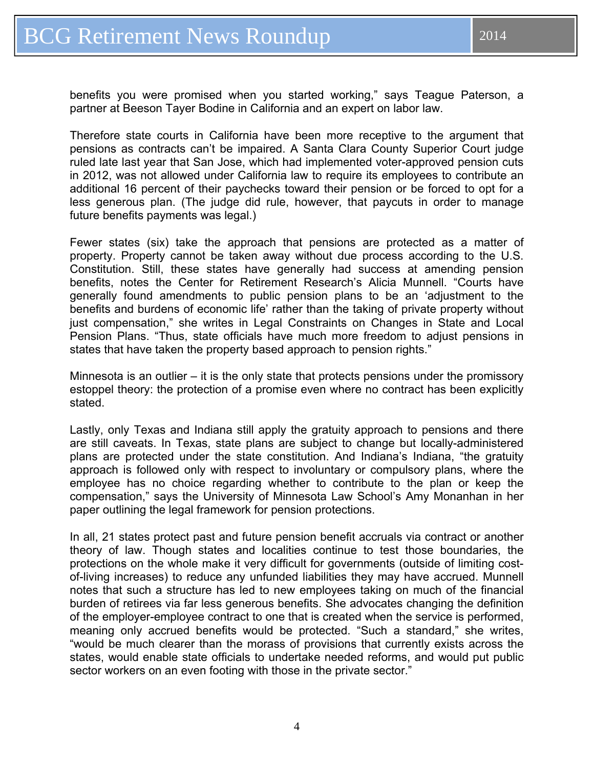benefits you were promised when you started working," says Teague Paterson, a partner at Beeson Tayer Bodine in California and an expert on labor law.

Therefore state courts in California have been more receptive to the argument that pensions as contracts can't be impaired. A Santa Clara County Superior Court judge ruled late last year that San Jose, which had implemented voter-approved pension cuts in 2012, was not allowed under California law to require its employees to contribute an additional 16 percent of their paychecks toward their pension or be forced to opt for a less generous plan. (The judge did rule, however, that paycuts in order to manage future benefits payments was legal.)

Fewer states (six) take the approach that pensions are protected as a matter of property. Property cannot be taken away without due process according to the U.S. Constitution. Still, these states have generally had success at amending pension benefits, notes the Center for Retirement Research's Alicia Munnell. "Courts have generally found amendments to public pension plans to be an 'adjustment to the benefits and burdens of economic life' rather than the taking of private property without just compensation," she writes in Legal Constraints on Changes in State and Local Pension Plans. "Thus, state officials have much more freedom to adjust pensions in states that have taken the property based approach to pension rights."

Minnesota is an outlier – it is the only state that protects pensions under the promissory estoppel theory: the protection of a promise even where no contract has been explicitly stated.

Lastly, only Texas and Indiana still apply the gratuity approach to pensions and there are still caveats. In Texas, state plans are subject to change but locally-administered plans are protected under the state constitution. And Indiana's Indiana, "the gratuity approach is followed only with respect to involuntary or compulsory plans, where the employee has no choice regarding whether to contribute to the plan or keep the compensation," says the University of Minnesota Law School's Amy Monanhan in her paper outlining the legal framework for pension protections.

In all, 21 states protect past and future pension benefit accruals via contract or another theory of law. Though states and localities continue to test those boundaries, the protections on the whole make it very difficult for governments (outside of limiting cost-of-living increases) to reduce any unfunded liabilities they may have accrued. Munnell notes that such a structure has led to new employees taking on much of the financial burden of retirees via far less generous benefits. She advocates changing the definition of the employer-employee contract to one that is created when the service is performed, meaning only accrued benefits would be protected. "Such a standard," she writes, "would be much clearer than the morass of provisions that currently exists across the states, would enable state officials to undertake needed reforms, and would put public sector workers on an even footing with those in the private sector."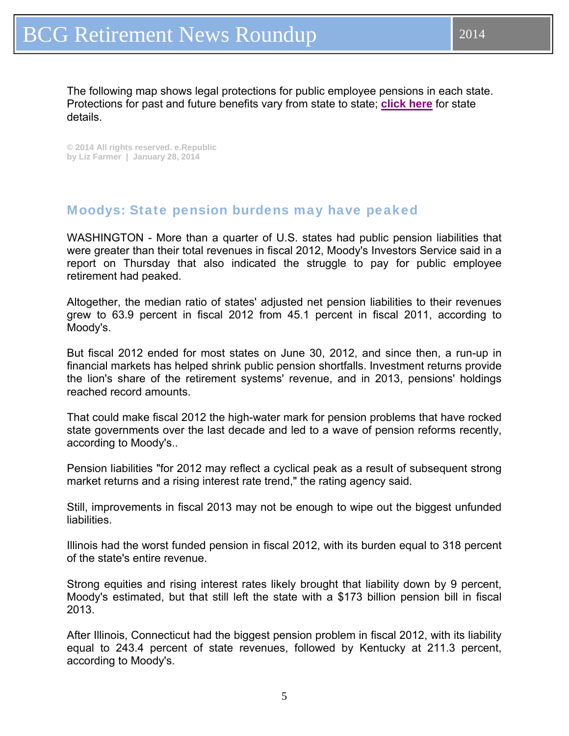The following map shows legal protections for public employee pensions in each state. Protections for past and future benefits vary from state to state; **click here** for state details.

**© 2014 All rights reserved. e.Republic**
**by Liz Farmer | January 28, 2014**

## Moodys: State pension burdens may have peaked

WASHINGTON - More than a quarter of U.S. states had public pension liabilities that were greater than their total revenues in fiscal 2012, Moody's Investors Service said in a report on Thursday that also indicated the struggle to pay for public employee retirement had peaked.

Altogether, the median ratio of states' adjusted net pension liabilities to their revenues grew to 63.9 percent in fiscal 2012 from 45.1 percent in fiscal 2011, according to Moody's.

But fiscal 2012 ended for most states on June 30, 2012, and since then, a run-up in financial markets has helped shrink public pension shortfalls. Investment returns provide the lion's share of the retirement systems' revenue, and in 2013, pensions' holdings reached record amounts.

That could make fiscal 2012 the high-water mark for pension problems that have rocked state governments over the last decade and led to a wave of pension reforms recently, according to Moody's..

Pension liabilities "for 2012 may reflect a cyclical peak as a result of subsequent strong market returns and a rising interest rate trend," the rating agency said.

Still, improvements in fiscal 2013 may not be enough to wipe out the biggest unfunded liabilities.

Illinois had the worst funded pension in fiscal 2012, with its burden equal to 318 percent of the state's entire revenue.

Strong equities and rising interest rates likely brought that liability down by 9 percent, Moody's estimated, but that still left the state with a $173 billion pension bill in fiscal 2013.

After Illinois, Connecticut had the biggest pension problem in fiscal 2012, with its liability equal to 243.4 percent of state revenues, followed by Kentucky at 211.3 percent, according to Moody's.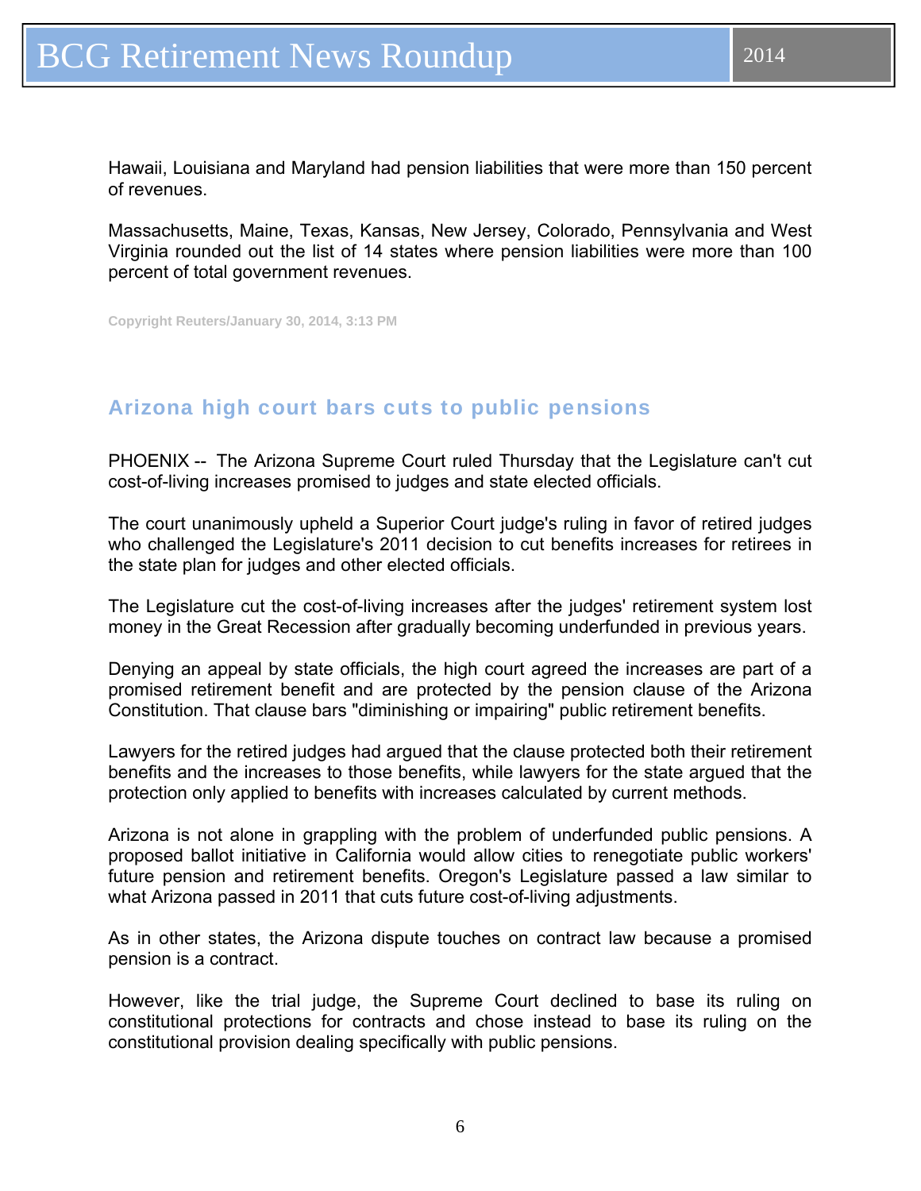Hawaii, Louisiana and Maryland had pension liabilities that were more than 150 percent of revenues.

Massachusetts, Maine, Texas, Kansas, New Jersey, Colorado, Pennsylvania and West Virginia rounded out the list of 14 states where pension liabilities were more than 100 percent of total government revenues.

Copyright Reuters/January 30, 2014, 3:13 PM

## Arizona high court bars cuts to public pensions

PHOENIX -- The Arizona Supreme Court ruled Thursday that the Legislature can't cut cost-of-living increases promised to judges and state elected officials.

The court unanimously upheld a Superior Court judge's ruling in favor of retired judges who challenged the Legislature's 2011 decision to cut benefits increases for retirees in the state plan for judges and other elected officials.

The Legislature cut the cost-of-living increases after the judges' retirement system lost money in the Great Recession after gradually becoming underfunded in previous years.

Denying an appeal by state officials, the high court agreed the increases are part of a promised retirement benefit and are protected by the pension clause of the Arizona Constitution. That clause bars "diminishing or impairing" public retirement benefits.

Lawyers for the retired judges had argued that the clause protected both their retirement benefits and the increases to those benefits, while lawyers for the state argued that the protection only applied to benefits with increases calculated by current methods.

Arizona is not alone in grappling with the problem of underfunded public pensions. A proposed ballot initiative in California would allow cities to renegotiate public workers' future pension and retirement benefits. Oregon's Legislature passed a law similar to what Arizona passed in 2011 that cuts future cost-of-living adjustments.

As in other states, the Arizona dispute touches on contract law because a promised pension is a contract.

However, like the trial judge, the Supreme Court declined to base its ruling on constitutional protections for contracts and chose instead to base its ruling on the constitutional provision dealing specifically with public pensions.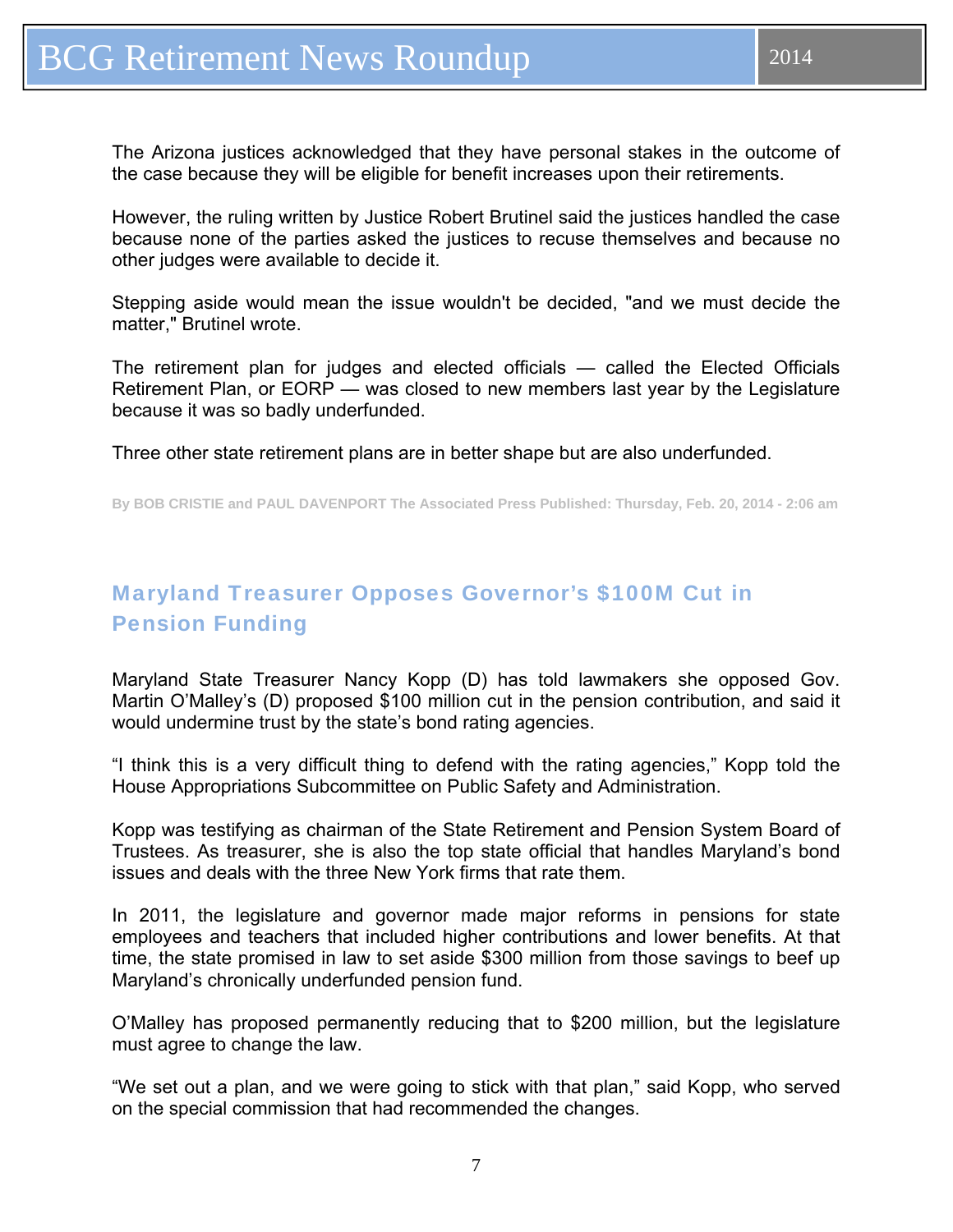The Arizona justices acknowledged that they have personal stakes in the outcome of the case because they will be eligible for benefit increases upon their retirements.

However, the ruling written by Justice Robert Brutinel said the justices handled the case because none of the parties asked the justices to recuse themselves and because no other judges were available to decide it.

Stepping aside would mean the issue wouldn't be decided, "and we must decide the matter," Brutinel wrote.

The retirement plan for judges and elected officials — called the Elected Officials Retirement Plan, or EORP — was closed to new members last year by the Legislature because it was so badly underfunded.

Three other state retirement plans are in better shape but are also underfunded.

**By BOB CRISTIE and PAUL DAVENPORT The Associated Press Published: Thursday, Feb. 20, 2014 - 2:06 am**

## Maryland Treasurer Opposes Governor's $100M Cut in Pension Funding

Maryland State Treasurer Nancy Kopp (D) has told lawmakers she opposed Gov. Martin O'Malley's (D) proposed $100 million cut in the pension contribution, and said it would undermine trust by the state's bond rating agencies.

"I think this is a very difficult thing to defend with the rating agencies," Kopp told the House Appropriations Subcommittee on Public Safety and Administration.

Kopp was testifying as chairman of the State Retirement and Pension System Board of Trustees. As treasurer, she is also the top state official that handles Maryland's bond issues and deals with the three New York firms that rate them.

In 2011, the legislature and governor made major reforms in pensions for state employees and teachers that included higher contributions and lower benefits. At that time, the state promised in law to set aside $300 million from those savings to beef up Maryland's chronically underfunded pension fund.

O'Malley has proposed permanently reducing that to $200 million, but the legislature must agree to change the law.

"We set out a plan, and we were going to stick with that plan," said Kopp, who served on the special commission that had recommended the changes.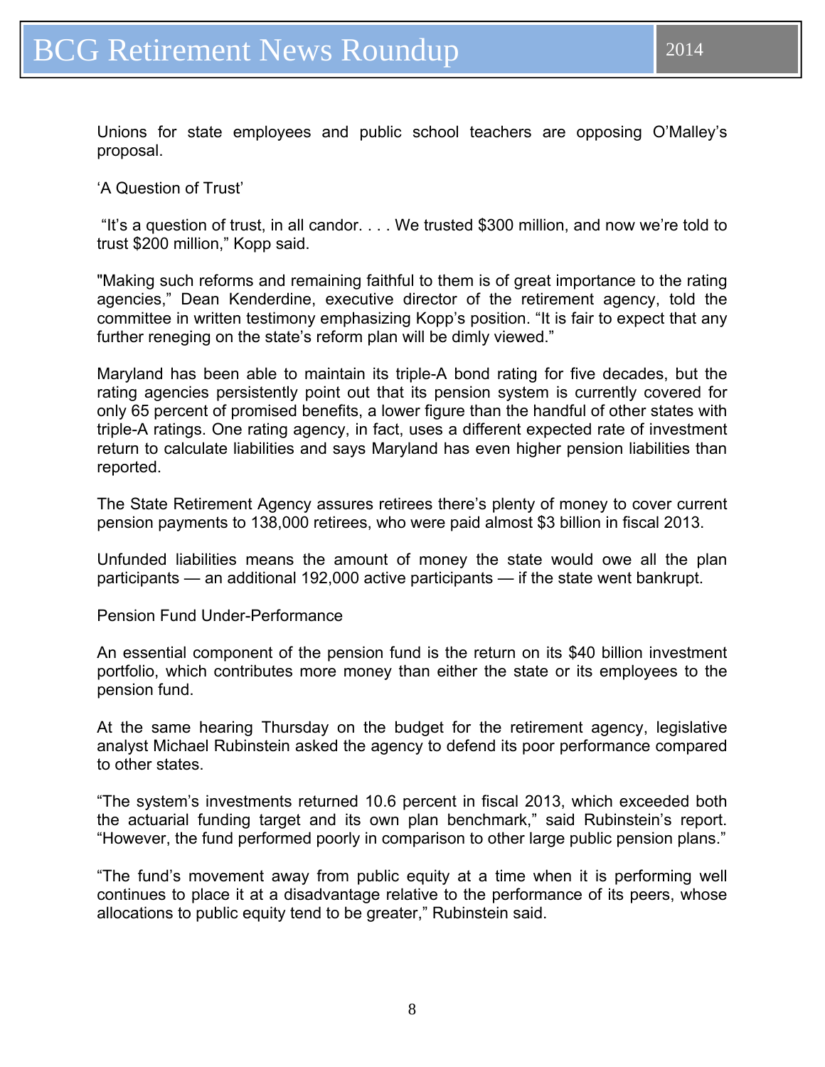Unions for state employees and public school teachers are opposing O'Malley's proposal.

'A Question of Trust'

"It's a question of trust, in all candor. . . . We trusted $300 million, and now we're told to trust $200 million," Kopp said.

"Making such reforms and remaining faithful to them is of great importance to the rating agencies," Dean Kenderdine, executive director of the retirement agency, told the committee in written testimony emphasizing Kopp's position. "It is fair to expect that any further reneging on the state's reform plan will be dimly viewed."

Maryland has been able to maintain its triple-A bond rating for five decades, but the rating agencies persistently point out that its pension system is currently covered for only 65 percent of promised benefits, a lower figure than the handful of other states with triple-A ratings. One rating agency, in fact, uses a different expected rate of investment return to calculate liabilities and says Maryland has even higher pension liabilities than reported.

The State Retirement Agency assures retirees there's plenty of money to cover current pension payments to 138,000 retirees, who were paid almost $3 billion in fiscal 2013.

Unfunded liabilities means the amount of money the state would owe all the plan participants — an additional 192,000 active participants — if the state went bankrupt.

Pension Fund Under-Performance

An essential component of the pension fund is the return on its $40 billion investment portfolio, which contributes more money than either the state or its employees to the pension fund.

At the same hearing Thursday on the budget for the retirement agency, legislative analyst Michael Rubinstein asked the agency to defend its poor performance compared to other states.

"The system's investments returned 10.6 percent in fiscal 2013, which exceeded both the actuarial funding target and its own plan benchmark," said Rubinstein's report. "However, the fund performed poorly in comparison to other large public pension plans."

"The fund's movement away from public equity at a time when it is performing well continues to place it at a disadvantage relative to the performance of its peers, whose allocations to public equity tend to be greater," Rubinstein said.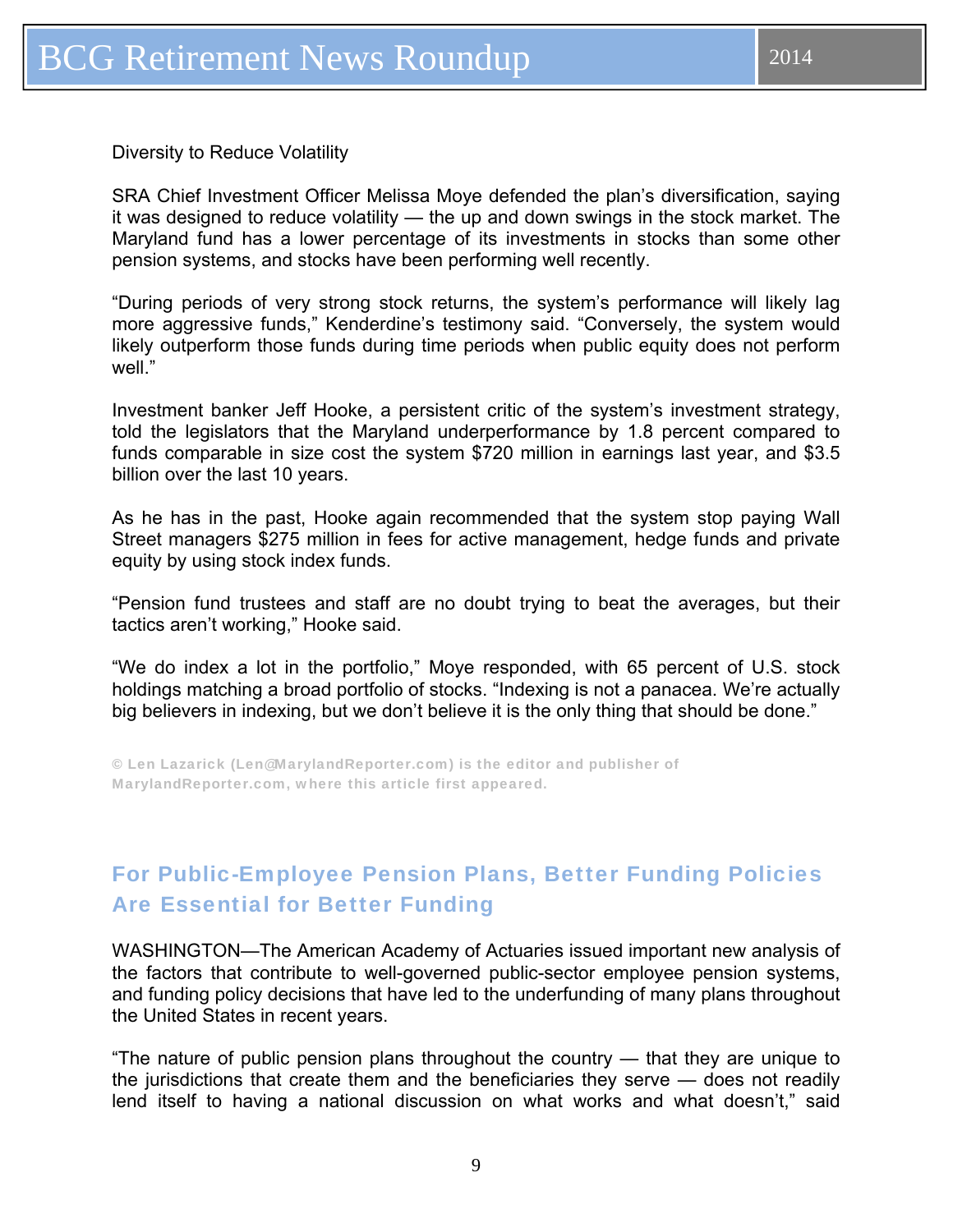Diversity to Reduce Volatility

SRA Chief Investment Officer Melissa Moye defended the plan's diversification, saying it was designed to reduce volatility — the up and down swings in the stock market. The Maryland fund has a lower percentage of its investments in stocks than some other pension systems, and stocks have been performing well recently.

"During periods of very strong stock returns, the system's performance will likely lag more aggressive funds," Kenderdine's testimony said. "Conversely, the system would likely outperform those funds during time periods when public equity does not perform well."

Investment banker Jeff Hooke, a persistent critic of the system's investment strategy, told the legislators that the Maryland underperformance by 1.8 percent compared to funds comparable in size cost the system $720 million in earnings last year, and $3.5 billion over the last 10 years.

As he has in the past, Hooke again recommended that the system stop paying Wall Street managers $275 million in fees for active management, hedge funds and private equity by using stock index funds.

"Pension fund trustees and staff are no doubt trying to beat the averages, but their tactics aren't working," Hooke said.

"We do index a lot in the portfolio," Moye responded, with 65 percent of U.S. stock holdings matching a broad portfolio of stocks. "Indexing is not a panacea. We're actually big believers in indexing, but we don't believe it is the only thing that should be done."

**© Len Lazarick (Len@MarylandReporter.com) is the editor and publisher of MarylandReporter.com, where this article first appeared.**

## For Public-Employee Pension Plans, Better Funding Policies Are Essential for Better Funding

WASHINGTON—The American Academy of Actuaries issued important new analysis of the factors that contribute to well-governed public-sector employee pension systems, and funding policy decisions that have led to the underfunding of many plans throughout the United States in recent years.

"The nature of public pension plans throughout the country — that they are unique to the jurisdictions that create them and the beneficiaries they serve — does not readily lend itself to having a national discussion on what works and what doesn't," said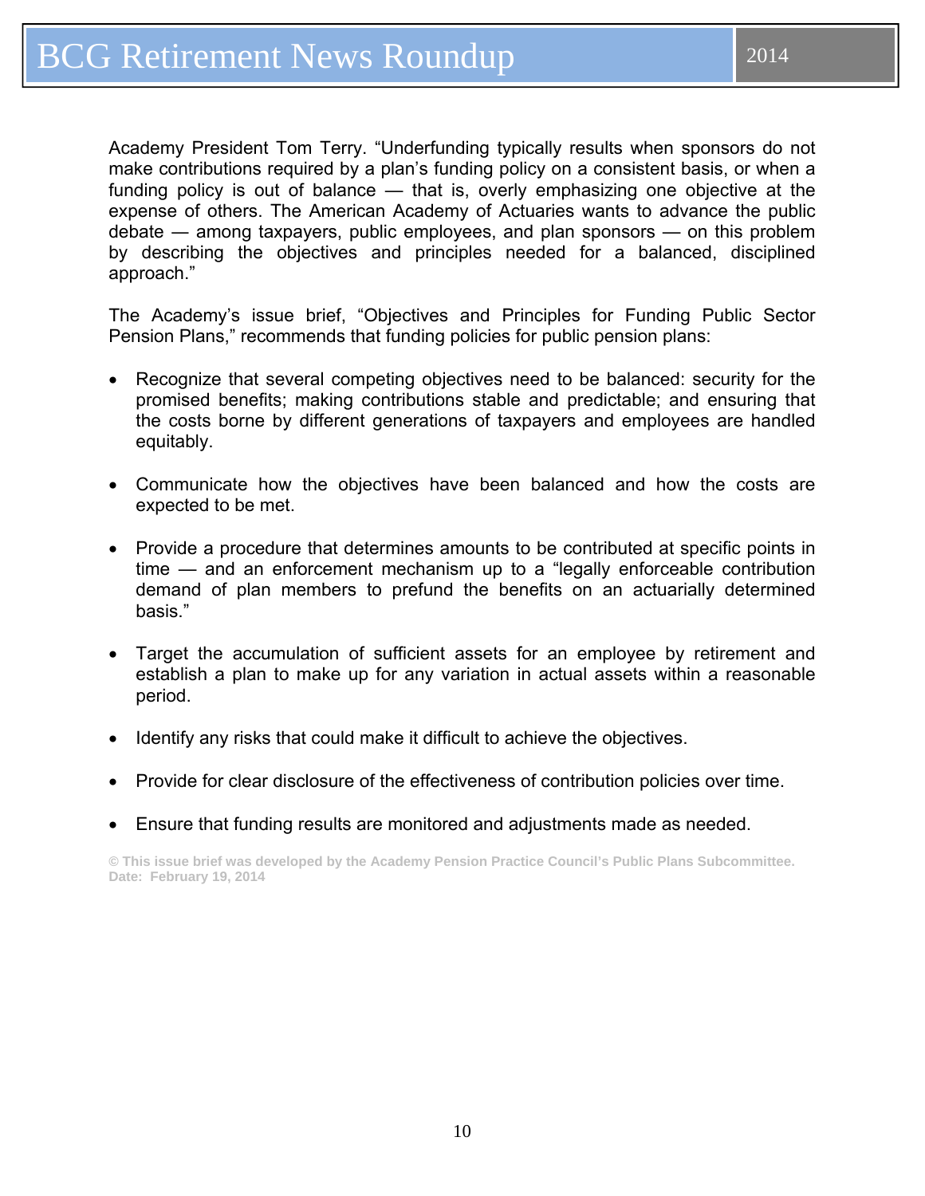Academy President Tom Terry. “Underfunding typically results when sponsors do not make contributions required by a plan’s funding policy on a consistent basis, or when a funding policy is out of balance — that is, overly emphasizing one objective at the expense of others. The American Academy of Actuaries wants to advance the public debate — among taxpayers, public employees, and plan sponsors — on this problem by describing the objectives and principles needed for a balanced, disciplined approach.”

The Academy’s issue brief, “Objectives and Principles for Funding Public Sector Pension Plans,” recommends that funding policies for public pension plans:

- Recognize that several competing objectives need to be balanced: security for the promised benefits; making contributions stable and predictable; and ensuring that the costs borne by different generations of taxpayers and employees are handled equitably.

- Communicate how the objectives have been balanced and how the costs are expected to be met.

- Provide a procedure that determines amounts to be contributed at specific points in time — and an enforcement mechanism up to a “legally enforceable contribution demand of plan members to prefund the benefits on an actuarially determined basis.”

- Target the accumulation of sufficient assets for an employee by retirement and establish a plan to make up for any variation in actual assets within a reasonable period.

- Identify any risks that could make it difficult to achieve the objectives.

- Provide for clear disclosure of the effectiveness of contribution policies over time.

- Ensure that funding results are monitored and adjustments made as needed.

**© This issue brief was developed by the Academy Pension Practice Council’s Public Plans Subcommittee.**
**Date: February 19, 2014**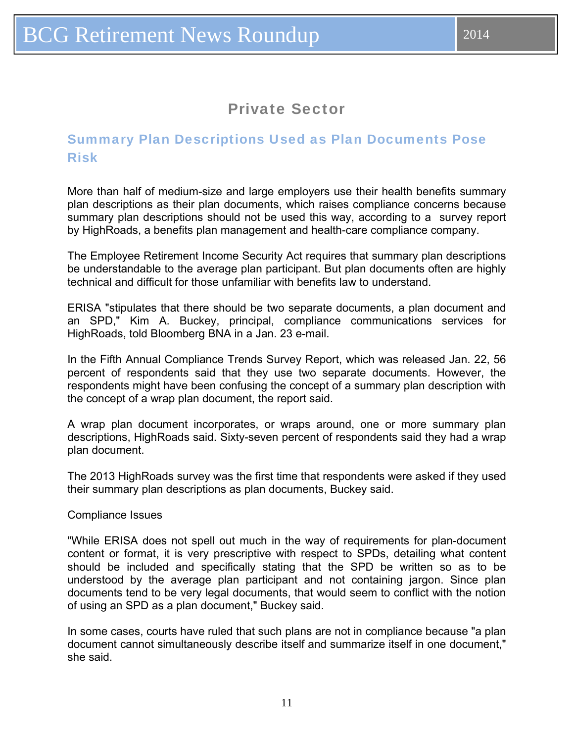## Private Sector

### Summary Plan Descriptions Used as Plan Documents Pose Risk

More than half of medium-size and large employers use their health benefits summary plan descriptions as their plan documents, which raises compliance concerns because summary plan descriptions should not be used this way, according to a survey report by HighRoads, a benefits plan management and health-care compliance company.

The Employee Retirement Income Security Act requires that summary plan descriptions be understandable to the average plan participant. But plan documents often are highly technical and difficult for those unfamiliar with benefits law to understand.

ERISA "stipulates that there should be two separate documents, a plan document and an SPD," Kim A. Buckey, principal, compliance communications services for HighRoads, told Bloomberg BNA in a Jan. 23 e-mail.

In the Fifth Annual Compliance Trends Survey Report, which was released Jan. 22, 56 percent of respondents said that they use two separate documents. However, the respondents might have been confusing the concept of a summary plan description with the concept of a wrap plan document, the report said.

A wrap plan document incorporates, or wraps around, one or more summary plan descriptions, HighRoads said. Sixty-seven percent of respondents said they had a wrap plan document.

The 2013 HighRoads survey was the first time that respondents were asked if they used their summary plan descriptions as plan documents, Buckey said.

Compliance Issues

"While ERISA does not spell out much in the way of requirements for plan-document content or format, it is very prescriptive with respect to SPDs, detailing what content should be included and specifically stating that the SPD be written so as to be understood by the average plan participant and not containing jargon. Since plan documents tend to be very legal documents, that would seem to conflict with the notion of using an SPD as a plan document," Buckey said.

In some cases, courts have ruled that such plans are not in compliance because "a plan document cannot simultaneously describe itself and summarize itself in one document," she said.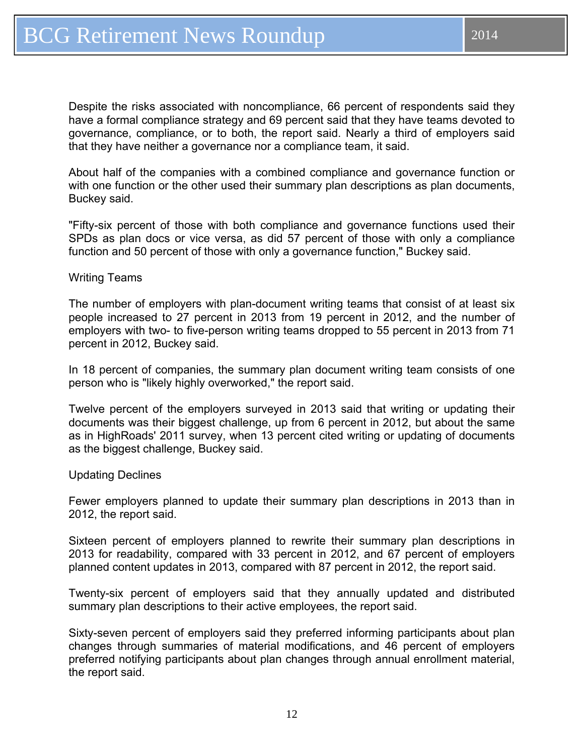Despite the risks associated with noncompliance, 66 percent of respondents said they have a formal compliance strategy and 69 percent said that they have teams devoted to governance, compliance, or to both, the report said. Nearly a third of employers said that they have neither a governance nor a compliance team, it said.

About half of the companies with a combined compliance and governance function or with one function or the other used their summary plan descriptions as plan documents, Buckey said.

"Fifty-six percent of those with both compliance and governance functions used their SPDs as plan docs or vice versa, as did 57 percent of those with only a compliance function and 50 percent of those with only a governance function," Buckey said.

### Writing Teams

The number of employers with plan-document writing teams that consist of at least six people increased to 27 percent in 2013 from 19 percent in 2012, and the number of employers with two- to five-person writing teams dropped to 55 percent in 2013 from 71 percent in 2012, Buckey said.

In 18 percent of companies, the summary plan document writing team consists of one person who is "likely highly overworked," the report said.

Twelve percent of the employers surveyed in 2013 said that writing or updating their documents was their biggest challenge, up from 6 percent in 2012, but about the same as in HighRoads' 2011 survey, when 13 percent cited writing or updating of documents as the biggest challenge, Buckey said.

### Updating Declines

Fewer employers planned to update their summary plan descriptions in 2013 than in 2012, the report said.

Sixteen percent of employers planned to rewrite their summary plan descriptions in 2013 for readability, compared with 33 percent in 2012, and 67 percent of employers planned content updates in 2013, compared with 87 percent in 2012, the report said.

Twenty-six percent of employers said that they annually updated and distributed summary plan descriptions to their active employees, the report said.

Sixty-seven percent of employers said they preferred informing participants about plan changes through summaries of material modifications, and 46 percent of employers preferred notifying participants about plan changes through annual enrollment material, the report said.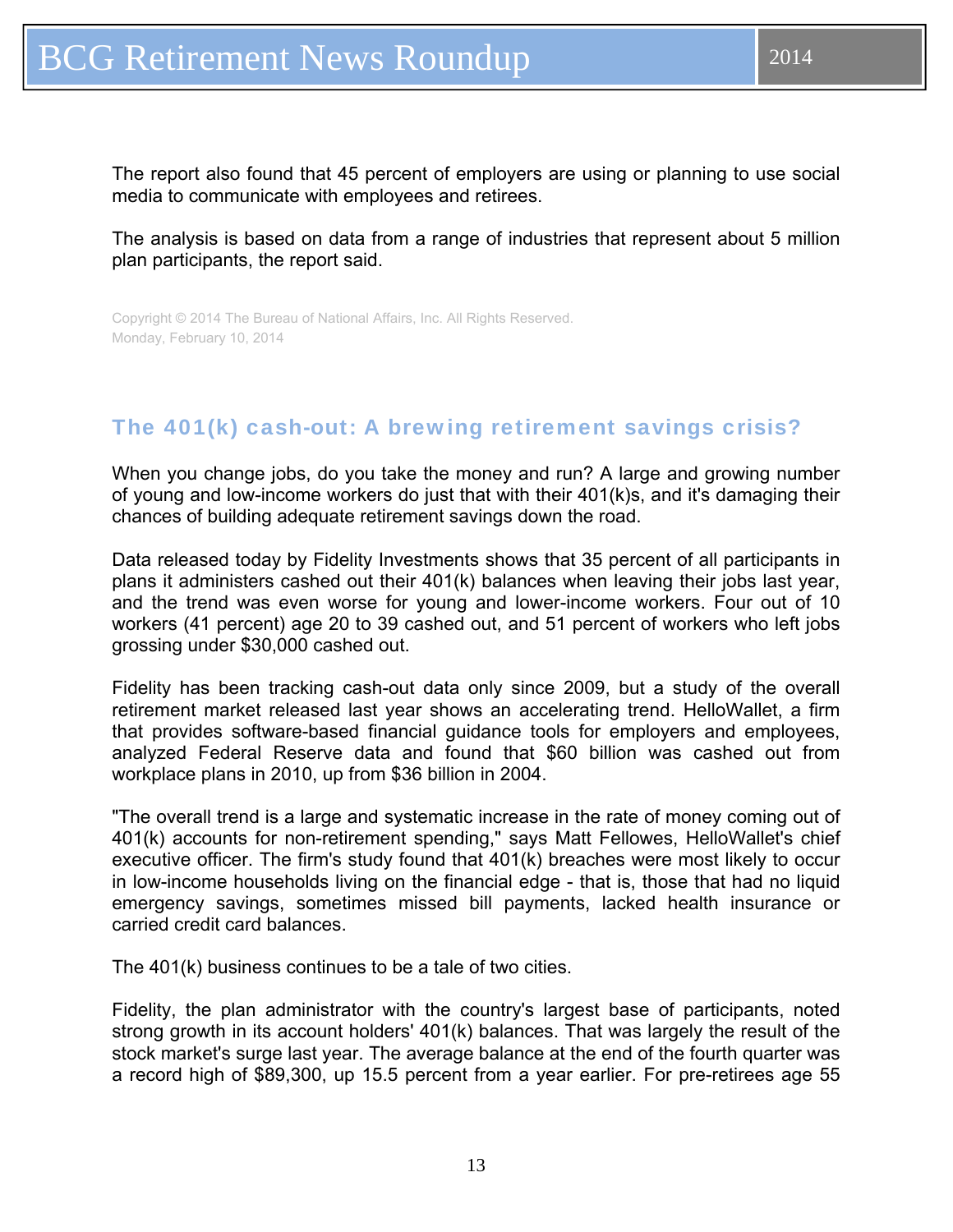The report also found that 45 percent of employers are using or planning to use social media to communicate with employees and retirees.

The analysis is based on data from a range of industries that represent about 5 million plan participants, the report said.

Copyright © 2014 The Bureau of National Affairs, Inc. All Rights Reserved.
Monday, February 10, 2014

## The 401(k) cash-out: A brewing retirement savings crisis?

When you change jobs, do you take the money and run? A large and growing number of young and low-income workers do just that with their 401(k)s, and it's damaging their chances of building adequate retirement savings down the road.

Data released today by Fidelity Investments shows that 35 percent of all participants in plans it administers cashed out their 401(k) balances when leaving their jobs last year, and the trend was even worse for young and lower-income workers. Four out of 10 workers (41 percent) age 20 to 39 cashed out, and 51 percent of workers who left jobs grossing under $30,000 cashed out.

Fidelity has been tracking cash-out data only since 2009, but a study of the overall retirement market released last year shows an accelerating trend. HelloWallet, a firm that provides software-based financial guidance tools for employers and employees, analyzed Federal Reserve data and found that $60 billion was cashed out from workplace plans in 2010, up from $36 billion in 2004.

"The overall trend is a large and systematic increase in the rate of money coming out of 401(k) accounts for non-retirement spending," says Matt Fellowes, HelloWallet's chief executive officer. The firm's study found that 401(k) breaches were most likely to occur in low-income households living on the financial edge - that is, those that had no liquid emergency savings, sometimes missed bill payments, lacked health insurance or carried credit card balances.

The 401(k) business continues to be a tale of two cities.

Fidelity, the plan administrator with the country's largest base of participants, noted strong growth in its account holders' 401(k) balances. That was largely the result of the stock market's surge last year. The average balance at the end of the fourth quarter was a record high of $89,300, up 15.5 percent from a year earlier. For pre-retirees age 55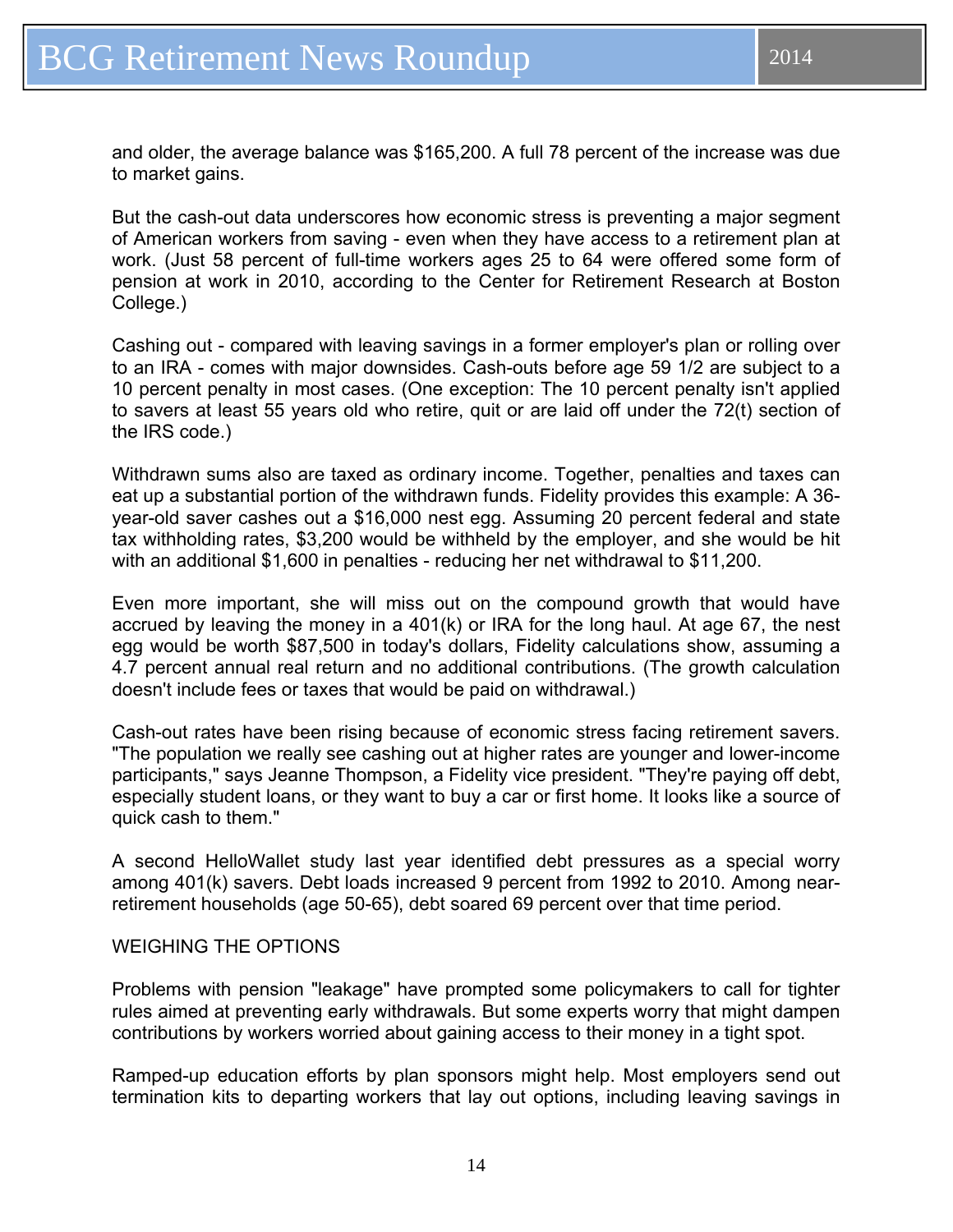and older, the average balance was $165,200. A full 78 percent of the increase was due to market gains.

But the cash-out data underscores how economic stress is preventing a major segment of American workers from saving - even when they have access to a retirement plan at work. (Just 58 percent of full-time workers ages 25 to 64 were offered some form of pension at work in 2010, according to the Center for Retirement Research at Boston College.)

Cashing out - compared with leaving savings in a former employer's plan or rolling over to an IRA - comes with major downsides. Cash-outs before age 59 1/2 are subject to a 10 percent penalty in most cases. (One exception: The 10 percent penalty isn't applied to savers at least 55 years old who retire, quit or are laid off under the 72(t) section of the IRS code.)

Withdrawn sums also are taxed as ordinary income. Together, penalties and taxes can eat up a substantial portion of the withdrawn funds. Fidelity provides this example: A 36-year-old saver cashes out a $16,000 nest egg. Assuming 20 percent federal and state tax withholding rates, $3,200 would be withheld by the employer, and she would be hit with an additional $1,600 in penalties - reducing her net withdrawal to $11,200.

Even more important, she will miss out on the compound growth that would have accrued by leaving the money in a 401(k) or IRA for the long haul. At age 67, the nest egg would be worth $87,500 in today's dollars, Fidelity calculations show, assuming a 4.7 percent annual real return and no additional contributions. (The growth calculation doesn't include fees or taxes that would be paid on withdrawal.)

Cash-out rates have been rising because of economic stress facing retirement savers. "The population we really see cashing out at higher rates are younger and lower-income participants," says Jeanne Thompson, a Fidelity vice president. "They're paying off debt, especially student loans, or they want to buy a car or first home. It looks like a source of quick cash to them."

A second HelloWallet study last year identified debt pressures as a special worry among 401(k) savers. Debt loads increased 9 percent from 1992 to 2010. Among near-retirement households (age 50-65), debt soared 69 percent over that time period.

WEIGHING THE OPTIONS

Problems with pension "leakage" have prompted some policymakers to call for tighter rules aimed at preventing early withdrawals. But some experts worry that might dampen contributions by workers worried about gaining access to their money in a tight spot.

Ramped-up education efforts by plan sponsors might help. Most employers send out termination kits to departing workers that lay out options, including leaving savings in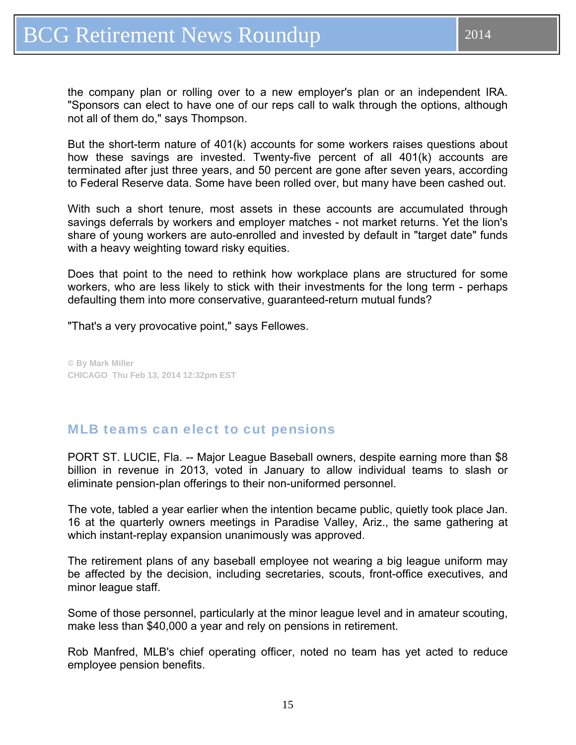the company plan or rolling over to a new employer's plan or an independent IRA. "Sponsors can elect to have one of our reps call to walk through the options, although not all of them do," says Thompson.

But the short-term nature of 401(k) accounts for some workers raises questions about how these savings are invested. Twenty-five percent of all 401(k) accounts are terminated after just three years, and 50 percent are gone after seven years, according to Federal Reserve data. Some have been rolled over, but many have been cashed out.

With such a short tenure, most assets in these accounts are accumulated through savings deferrals by workers and employer matches - not market returns. Yet the lion's share of young workers are auto-enrolled and invested by default in "target date" funds with a heavy weighting toward risky equities.

Does that point to the need to rethink how workplace plans are structured for some workers, who are less likely to stick with their investments for the long term - perhaps defaulting them into more conservative, guaranteed-return mutual funds?

"That's a very provocative point," says Fellowes.

**© By Mark Miller**
**CHICAGO Thu Feb 13, 2014 12:32pm EST**

## MLB teams can elect to cut pensions

PORT ST. LUCIE, Fla. -- Major League Baseball owners, despite earning more than $8 billion in revenue in 2013, voted in January to allow individual teams to slash or eliminate pension-plan offerings to their non-uniformed personnel.

The vote, tabled a year earlier when the intention became public, quietly took place Jan. 16 at the quarterly owners meetings in Paradise Valley, Ariz., the same gathering at which instant-replay expansion unanimously was approved.

The retirement plans of any baseball employee not wearing a big league uniform may be affected by the decision, including secretaries, scouts, front-office executives, and minor league staff.

Some of those personnel, particularly at the minor league level and in amateur scouting, make less than $40,000 a year and rely on pensions in retirement.

Rob Manfred, MLB's chief operating officer, noted no team has yet acted to reduce employee pension benefits.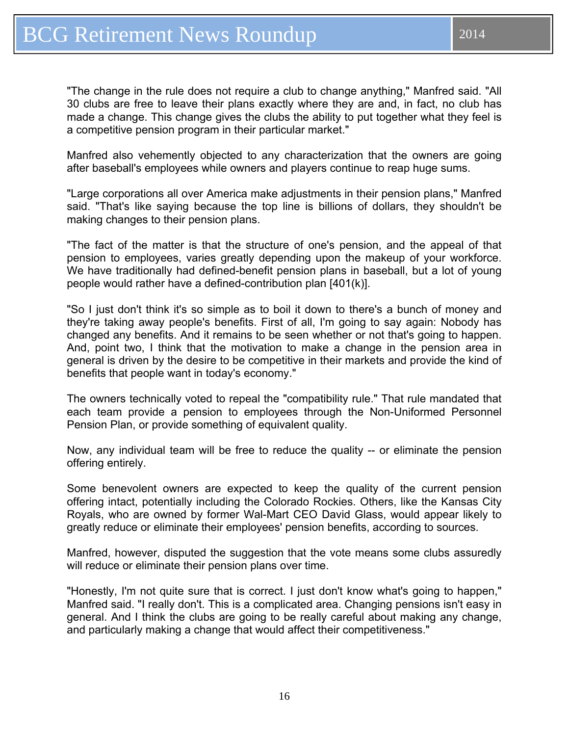"The change in the rule does not require a club to change anything," Manfred said. "All 30 clubs are free to leave their plans exactly where they are and, in fact, no club has made a change. This change gives the clubs the ability to put together what they feel is a competitive pension program in their particular market."

Manfred also vehemently objected to any characterization that the owners are going after baseball's employees while owners and players continue to reap huge sums.

"Large corporations all over America make adjustments in their pension plans," Manfred said. "That's like saying because the top line is billions of dollars, they shouldn't be making changes to their pension plans.

"The fact of the matter is that the structure of one's pension, and the appeal of that pension to employees, varies greatly depending upon the makeup of your workforce. We have traditionally had defined-benefit pension plans in baseball, but a lot of young people would rather have a defined-contribution plan [401(k)].

"So I just don't think it's so simple as to boil it down to there's a bunch of money and they're taking away people's benefits. First of all, I'm going to say again: Nobody has changed any benefits. And it remains to be seen whether or not that's going to happen. And, point two, I think that the motivation to make a change in the pension area in general is driven by the desire to be competitive in their markets and provide the kind of benefits that people want in today's economy."

The owners technically voted to repeal the "compatibility rule." That rule mandated that each team provide a pension to employees through the Non-Uniformed Personnel Pension Plan, or provide something of equivalent quality.

Now, any individual team will be free to reduce the quality -- or eliminate the pension offering entirely.

Some benevolent owners are expected to keep the quality of the current pension offering intact, potentially including the Colorado Rockies. Others, like the Kansas City Royals, who are owned by former Wal-Mart CEO David Glass, would appear likely to greatly reduce or eliminate their employees' pension benefits, according to sources.

Manfred, however, disputed the suggestion that the vote means some clubs assuredly will reduce or eliminate their pension plans over time.

"Honestly, I'm not quite sure that is correct. I just don't know what's going to happen," Manfred said. "I really don't. This is a complicated area. Changing pensions isn't easy in general. And I think the clubs are going to be really careful about making any change, and particularly making a change that would affect their competitiveness."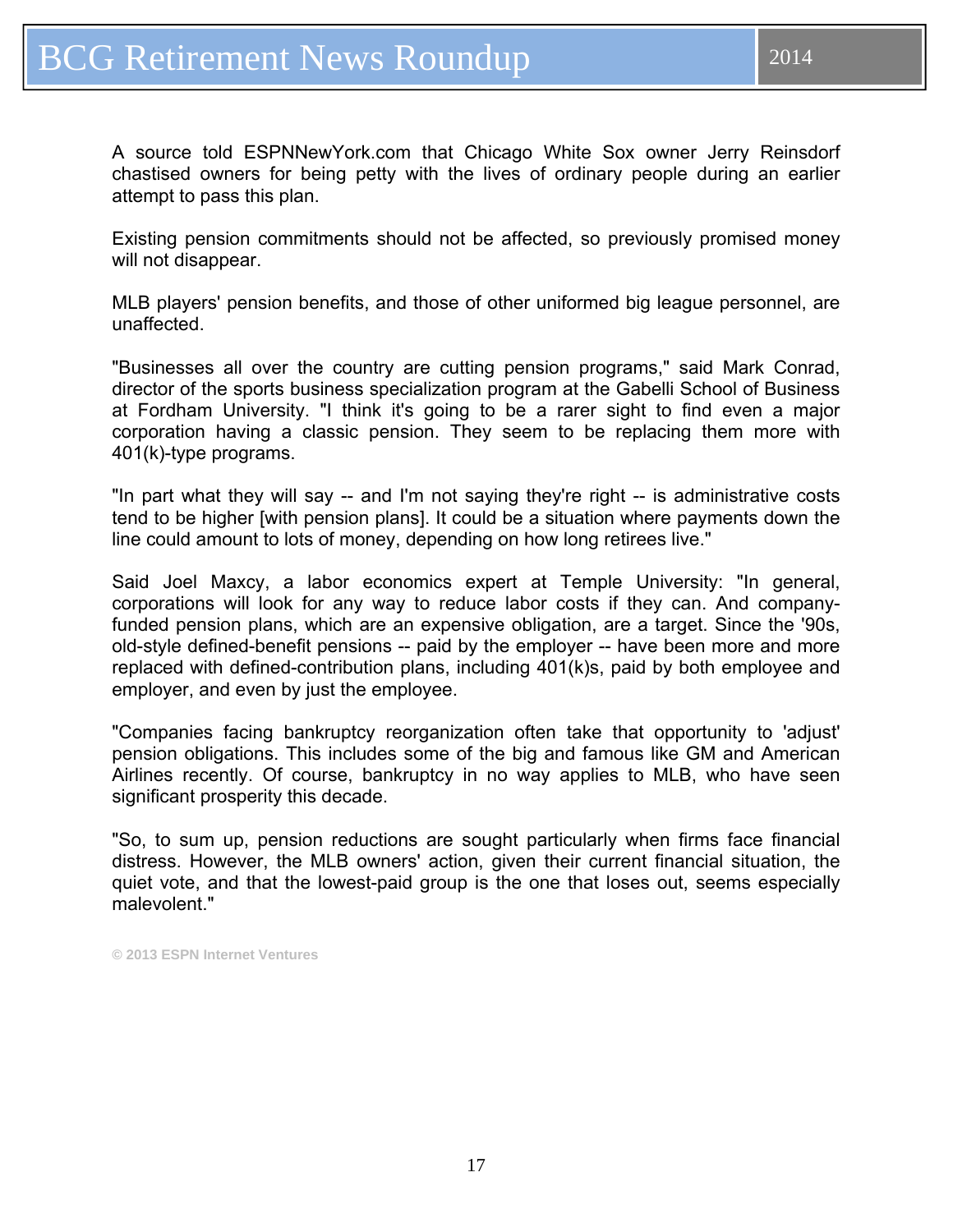A source told ESPNNewYork.com that Chicago White Sox owner Jerry Reinsdorf chastised owners for being petty with the lives of ordinary people during an earlier attempt to pass this plan.

Existing pension commitments should not be affected, so previously promised money will not disappear.

MLB players' pension benefits, and those of other uniformed big league personnel, are unaffected.

"Businesses all over the country are cutting pension programs," said Mark Conrad, director of the sports business specialization program at the Gabelli School of Business at Fordham University. "I think it's going to be a rarer sight to find even a major corporation having a classic pension. They seem to be replacing them more with 401(k)-type programs.

"In part what they will say -- and I'm not saying they're right -- is administrative costs tend to be higher [with pension plans]. It could be a situation where payments down the line could amount to lots of money, depending on how long retirees live."

Said Joel Maxcy, a labor economics expert at Temple University: "In general, corporations will look for any way to reduce labor costs if they can. And company-funded pension plans, which are an expensive obligation, are a target. Since the '90s, old-style defined-benefit pensions -- paid by the employer -- have been more and more replaced with defined-contribution plans, including 401(k)s, paid by both employee and employer, and even by just the employee.

"Companies facing bankruptcy reorganization often take that opportunity to 'adjust' pension obligations. This includes some of the big and famous like GM and American Airlines recently. Of course, bankruptcy in no way applies to MLB, who have seen significant prosperity this decade.

"So, to sum up, pension reductions are sought particularly when firms face financial distress. However, the MLB owners' action, given their current financial situation, the quiet vote, and that the lowest-paid group is the one that loses out, seems especially malevolent."

© 2013 ESPN Internet Ventures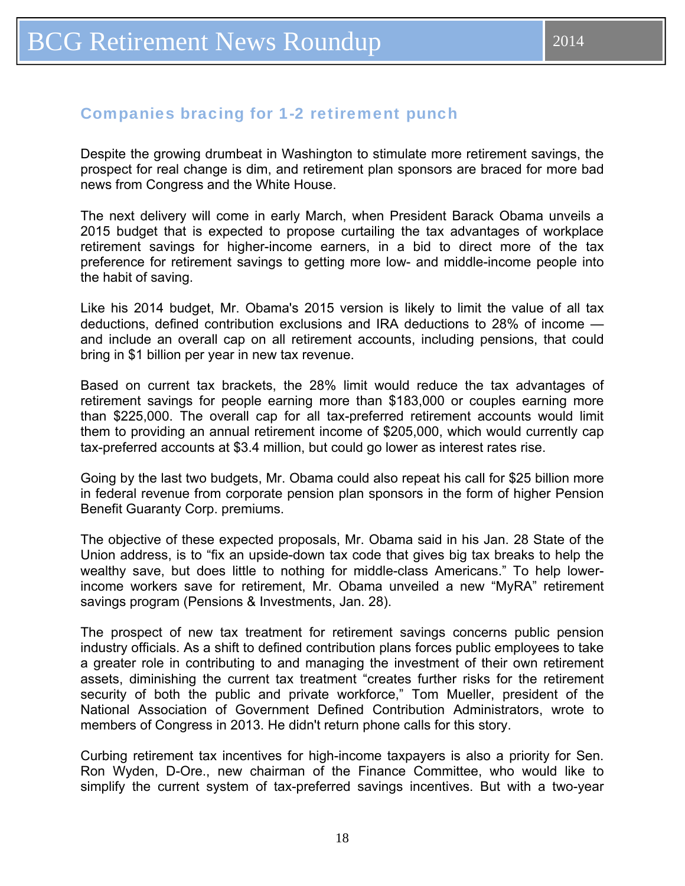## Companies bracing for 1-2 retirement punch

Despite the growing drumbeat in Washington to stimulate more retirement savings, the prospect for real change is dim, and retirement plan sponsors are braced for more bad news from Congress and the White House.

The next delivery will come in early March, when President Barack Obama unveils a 2015 budget that is expected to propose curtailing the tax advantages of workplace retirement savings for higher-income earners, in a bid to direct more of the tax preference for retirement savings to getting more low- and middle-income people into the habit of saving.

Like his 2014 budget, Mr. Obama's 2015 version is likely to limit the value of all tax deductions, defined contribution exclusions and IRA deductions to 28% of income — and include an overall cap on all retirement accounts, including pensions, that could bring in $1 billion per year in new tax revenue.

Based on current tax brackets, the 28% limit would reduce the tax advantages of retirement savings for people earning more than $183,000 or couples earning more than $225,000. The overall cap for all tax-preferred retirement accounts would limit them to providing an annual retirement income of $205,000, which would currently cap tax-preferred accounts at $3.4 million, but could go lower as interest rates rise.

Going by the last two budgets, Mr. Obama could also repeat his call for $25 billion more in federal revenue from corporate pension plan sponsors in the form of higher Pension Benefit Guaranty Corp. premiums.

The objective of these expected proposals, Mr. Obama said in his Jan. 28 State of the Union address, is to "fix an upside-down tax code that gives big tax breaks to help the wealthy save, but does little to nothing for middle-class Americans." To help lower-income workers save for retirement, Mr. Obama unveiled a new "MyRA" retirement savings program (Pensions & Investments, Jan. 28).

The prospect of new tax treatment for retirement savings concerns public pension industry officials. As a shift to defined contribution plans forces public employees to take a greater role in contributing to and managing the investment of their own retirement assets, diminishing the current tax treatment "creates further risks for the retirement security of both the public and private workforce," Tom Mueller, president of the National Association of Government Defined Contribution Administrators, wrote to members of Congress in 2013. He didn't return phone calls for this story.

Curbing retirement tax incentives for high-income taxpayers is also a priority for Sen. Ron Wyden, D-Ore., new chairman of the Finance Committee, who would like to simplify the current system of tax-preferred savings incentives. But with a two-year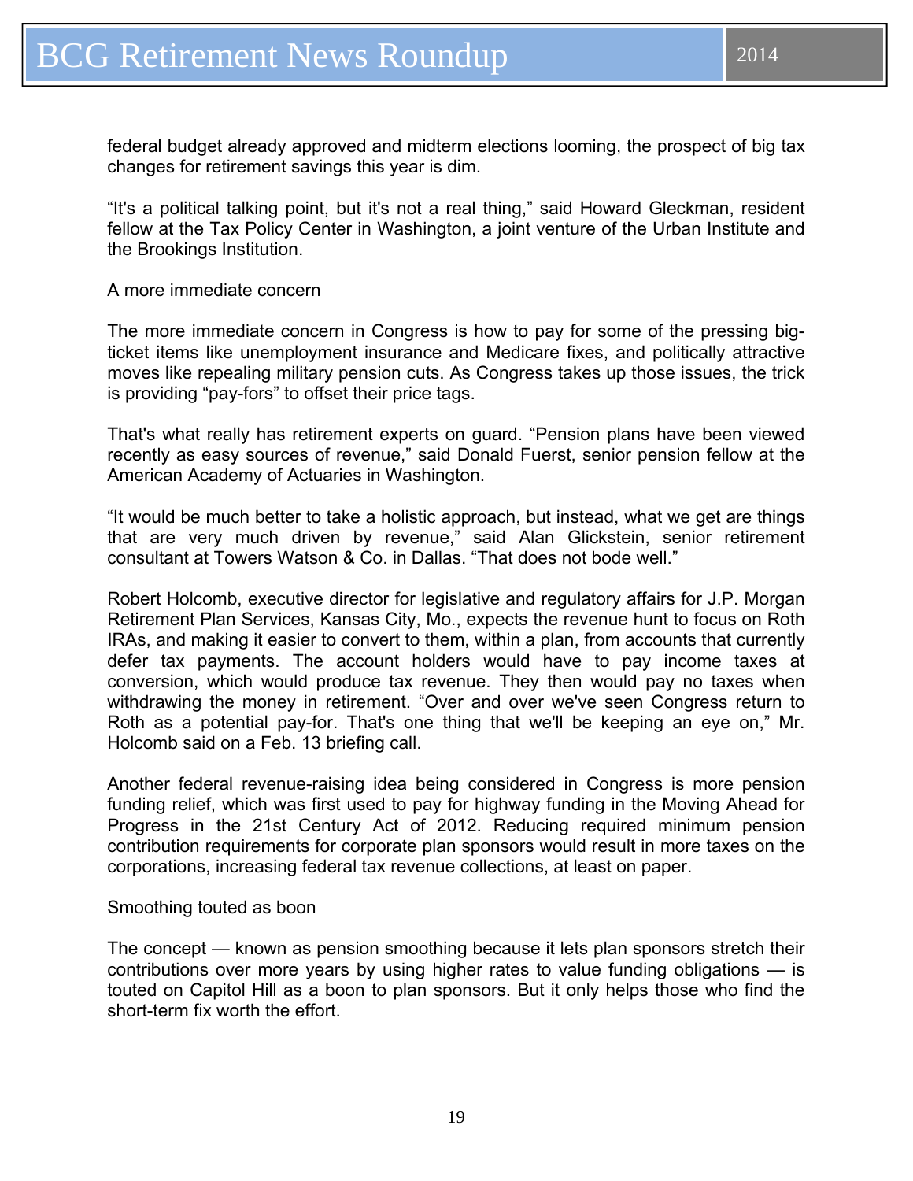federal budget already approved and midterm elections looming, the prospect of big tax changes for retirement savings this year is dim.

“It's a political talking point, but it's not a real thing,” said Howard Gleckman, resident fellow at the Tax Policy Center in Washington, a joint venture of the Urban Institute and the Brookings Institution.

A more immediate concern

The more immediate concern in Congress is how to pay for some of the pressing big-ticket items like unemployment insurance and Medicare fixes, and politically attractive moves like repealing military pension cuts. As Congress takes up those issues, the trick is providing “pay-fors” to offset their price tags.

That's what really has retirement experts on guard. “Pension plans have been viewed recently as easy sources of revenue,” said Donald Fuerst, senior pension fellow at the American Academy of Actuaries in Washington.

“It would be much better to take a holistic approach, but instead, what we get are things that are very much driven by revenue,” said Alan Glickstein, senior retirement consultant at Towers Watson & Co. in Dallas. “That does not bode well.”

Robert Holcomb, executive director for legislative and regulatory affairs for J.P. Morgan Retirement Plan Services, Kansas City, Mo., expects the revenue hunt to focus on Roth IRAs, and making it easier to convert to them, within a plan, from accounts that currently defer tax payments. The account holders would have to pay income taxes at conversion, which would produce tax revenue. They then would pay no taxes when withdrawing the money in retirement. “Over and over we've seen Congress return to Roth as a potential pay-for. That's one thing that we'll be keeping an eye on,” Mr. Holcomb said on a Feb. 13 briefing call.

Another federal revenue-raising idea being considered in Congress is more pension funding relief, which was first used to pay for highway funding in the Moving Ahead for Progress in the 21st Century Act of 2012. Reducing required minimum pension contribution requirements for corporate plan sponsors would result in more taxes on the corporations, increasing federal tax revenue collections, at least on paper.

Smoothing touted as boon

The concept — known as pension smoothing because it lets plan sponsors stretch their contributions over more years by using higher rates to value funding obligations — is touted on Capitol Hill as a boon to plan sponsors. But it only helps those who find the short-term fix worth the effort.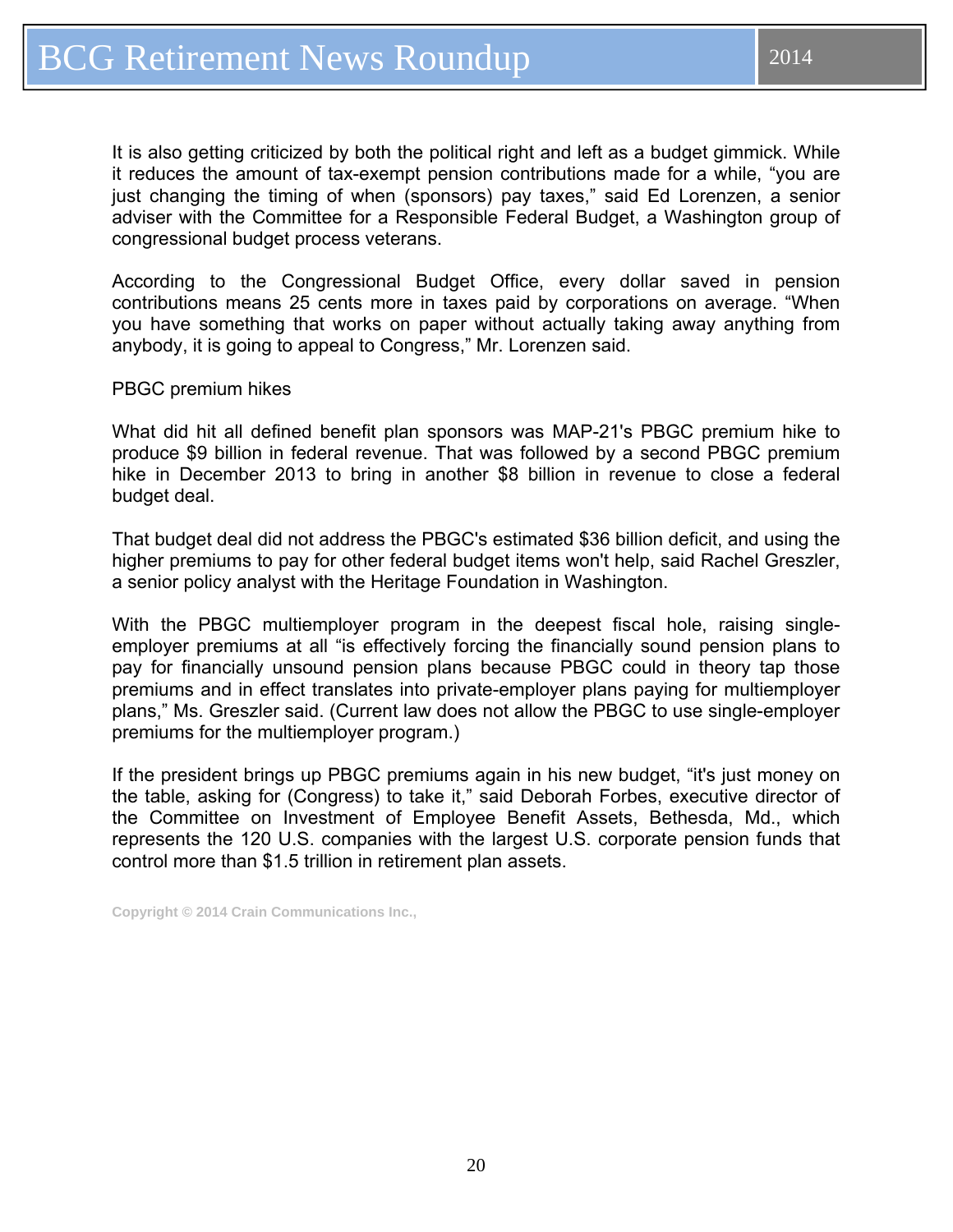It is also getting criticized by both the political right and left as a budget gimmick. While it reduces the amount of tax-exempt pension contributions made for a while, “you are just changing the timing of when (sponsors) pay taxes,” said Ed Lorenzen, a senior adviser with the Committee for a Responsible Federal Budget, a Washington group of congressional budget process veterans.

According to the Congressional Budget Office, every dollar saved in pension contributions means 25 cents more in taxes paid by corporations on average. “When you have something that works on paper without actually taking away anything from anybody, it is going to appeal to Congress,” Mr. Lorenzen said.

PBGC premium hikes

What did hit all defined benefit plan sponsors was MAP-21's PBGC premium hike to produce $9 billion in federal revenue. That was followed by a second PBGC premium hike in December 2013 to bring in another $8 billion in revenue to close a federal budget deal.

That budget deal did not address the PBGC's estimated $36 billion deficit, and using the higher premiums to pay for other federal budget items won't help, said Rachel Greszler, a senior policy analyst with the Heritage Foundation in Washington.

With the PBGC multiemployer program in the deepest fiscal hole, raising single-employer premiums at all “is effectively forcing the financially sound pension plans to pay for financially unsound pension plans because PBGC could in theory tap those premiums and in effect translates into private-employer plans paying for multiemployer plans,” Ms. Greszler said. (Current law does not allow the PBGC to use single-employer premiums for the multiemployer program.)

If the president brings up PBGC premiums again in his new budget, “it's just money on the table, asking for (Congress) to take it,” said Deborah Forbes, executive director of the Committee on Investment of Employee Benefit Assets, Bethesda, Md., which represents the 120 U.S. companies with the largest U.S. corporate pension funds that control more than $1.5 trillion in retirement plan assets.

Copyright © 2014 Crain Communications Inc.,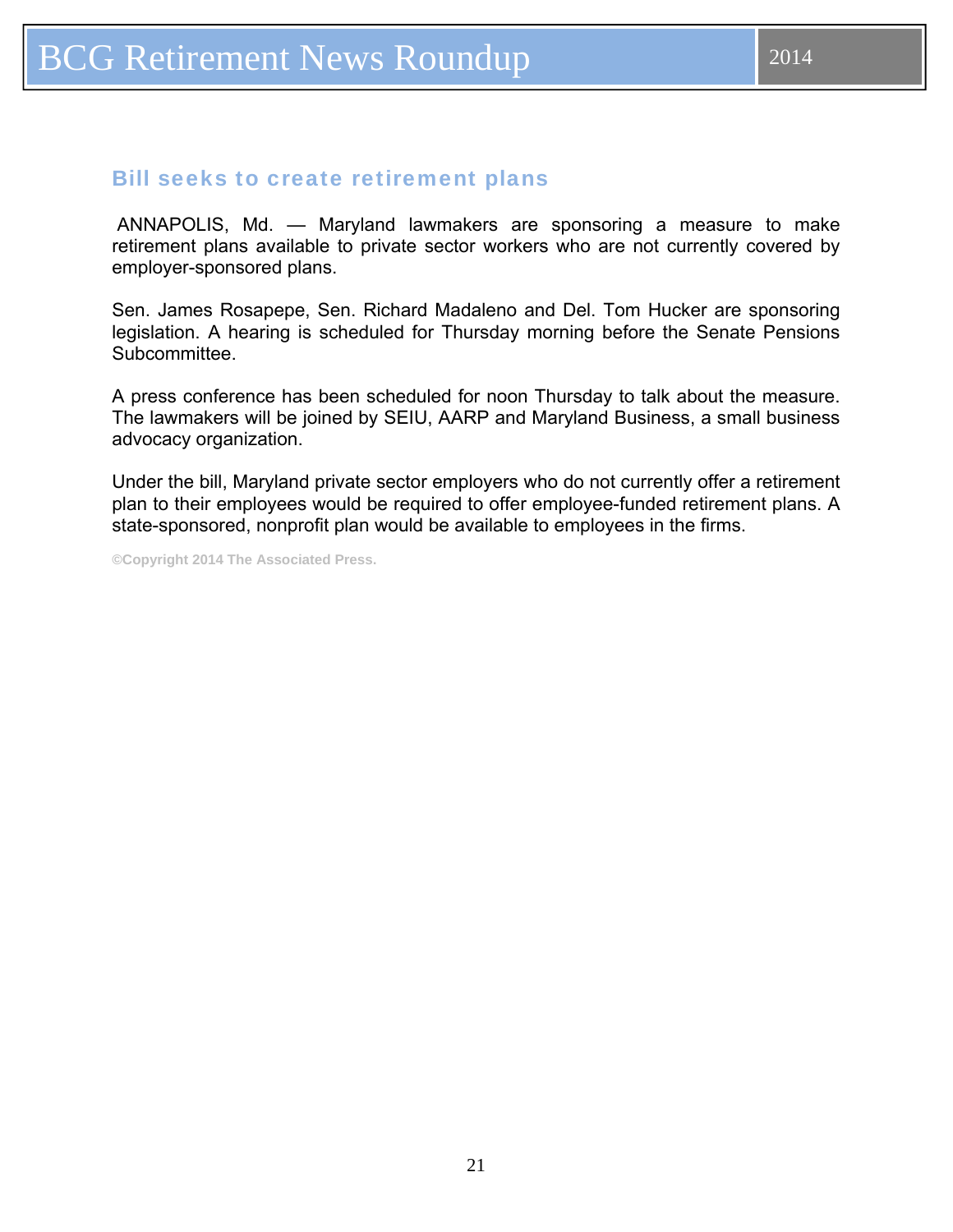## Bill seeks to create retirement plans

ANNAPOLIS, Md. — Maryland lawmakers are sponsoring a measure to make retirement plans available to private sector workers who are not currently covered by employer-sponsored plans.

Sen. James Rosapepe, Sen. Richard Madaleno and Del. Tom Hucker are sponsoring legislation. A hearing is scheduled for Thursday morning before the Senate Pensions Subcommittee.

A press conference has been scheduled for noon Thursday to talk about the measure. The lawmakers will be joined by SEIU, AARP and Maryland Business, a small business advocacy organization.

Under the bill, Maryland private sector employers who do not currently offer a retirement plan to their employees would be required to offer employee-funded retirement plans. A state-sponsored, nonprofit plan would be available to employees in the firms.

©Copyright 2014 The Associated Press.